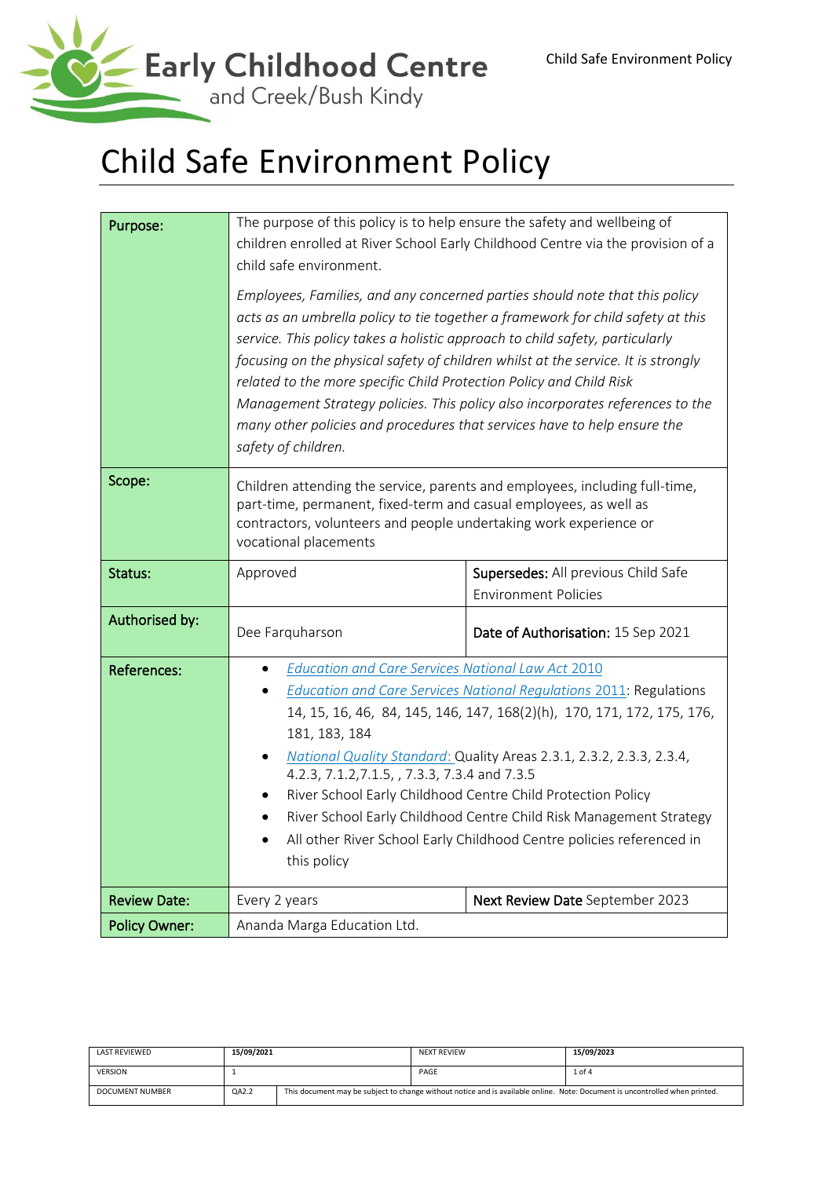# Child Safe Environment Policy

| | | |
|---|---|---|
| **Purpose:** | The purpose of this policy is to help ensure the safety and wellbeing of children enrolled at River School Early Childhood Centre via the provision of a child safe environment.<br><br>*Employees, Families, and any concerned parties should note that this policy acts as an umbrella policy to tie together a framework for child safety at this service. This policy takes a holistic approach to child safety, particularly focusing on the physical safety of children whilst at the service. It is strongly related to the more specific Child Protection Policy and Child Risk Management Strategy policies. This policy also incorporates references to the many other policies and procedures that services have to help ensure the safety of children.* | |
| **Scope:** | Children attending the service, parents and employees, including full-time, part-time, permanent, fixed-term and casual employees, as well as contractors, volunteers and people undertaking work experience or vocational placements | |
| **Status:** | Approved | **Supersedes:** All previous Child Safe Environment Policies |
| **Authorised by:** | Dee Farquharson | **Date of Authorisation:** 15 Sep 2021 |
| **References:** | • *Education and Care Services National Law Act 2010*<br>• *Education and Care Services National Regulations 2011*: Regulations 14, 15, 16, 46, 84, 145, 146, 147, 168(2)(h), 170, 171, 172, 175, 176, 181, 183, 184<br>• *National Quality Standard:* Quality Areas 2.3.1, 2.3.2, 2.3.3, 2.3.4, 4.2.3, 7.1.2,7.1.5, , 7.3.3, 7.3.4 and 7.3.5<br>• River School Early Childhood Centre Child Protection Policy<br>• River School Early Childhood Centre Child Risk Management Strategy<br>• All other River School Early Childhood Centre policies referenced in this policy | |
| **Review Date:** | Every 2 years | **Next Review Date** September 2023 |
| **Policy Owner:** | Ananda Marga Education Ltd. | |

| LAST REVIEWED | 15/09/2021 | NEXT REVIEW | 15/09/2023 |
|---|---|---|---|
| VERSION | 1 | PAGE | 1 of 4 |
| DOCUMENT NUMBER | QA2.2 | This document may be subject to change without notice and is available online. Note: Document is uncontrolled when printed. | |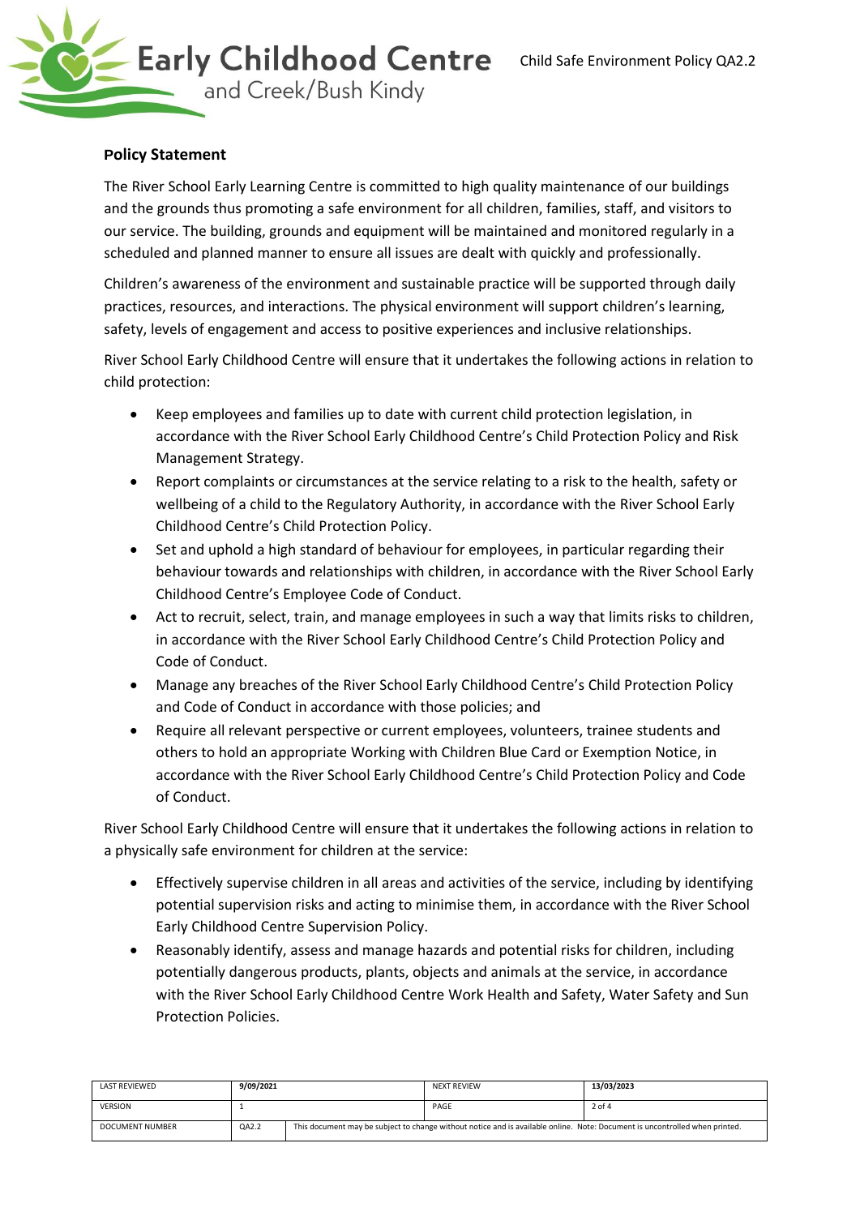## Policy Statement

The River School Early Learning Centre is committed to high quality maintenance of our buildings and the grounds thus promoting a safe environment for all children, families, staff, and visitors to our service. The building, grounds and equipment will be maintained and monitored regularly in a scheduled and planned manner to ensure all issues are dealt with quickly and professionally.

Children's awareness of the environment and sustainable practice will be supported through daily practices, resources, and interactions. The physical environment will support children's learning, safety, levels of engagement and access to positive experiences and inclusive relationships.

River School Early Childhood Centre will ensure that it undertakes the following actions in relation to child protection:

- Keep employees and families up to date with current child protection legislation, in accordance with the River School Early Childhood Centre's Child Protection Policy and Risk Management Strategy.
- Report complaints or circumstances at the service relating to a risk to the health, safety or wellbeing of a child to the Regulatory Authority, in accordance with the River School Early Childhood Centre's Child Protection Policy.
- Set and uphold a high standard of behaviour for employees, in particular regarding their behaviour towards and relationships with children, in accordance with the River School Early Childhood Centre's Employee Code of Conduct.
- Act to recruit, select, train, and manage employees in such a way that limits risks to children, in accordance with the River School Early Childhood Centre's Child Protection Policy and Code of Conduct.
- Manage any breaches of the River School Early Childhood Centre's Child Protection Policy and Code of Conduct in accordance with those policies; and
- Require all relevant perspective or current employees, volunteers, trainee students and others to hold an appropriate Working with Children Blue Card or Exemption Notice, in accordance with the River School Early Childhood Centre's Child Protection Policy and Code of Conduct.

River School Early Childhood Centre will ensure that it undertakes the following actions in relation to a physically safe environment for children at the service:

- Effectively supervise children in all areas and activities of the service, including by identifying potential supervision risks and acting to minimise them, in accordance with the River School Early Childhood Centre Supervision Policy.
- Reasonably identify, assess and manage hazards and potential risks for children, including potentially dangerous products, plants, objects and animals at the service, in accordance with the River School Early Childhood Centre Work Health and Safety, Water Safety and Sun Protection Policies.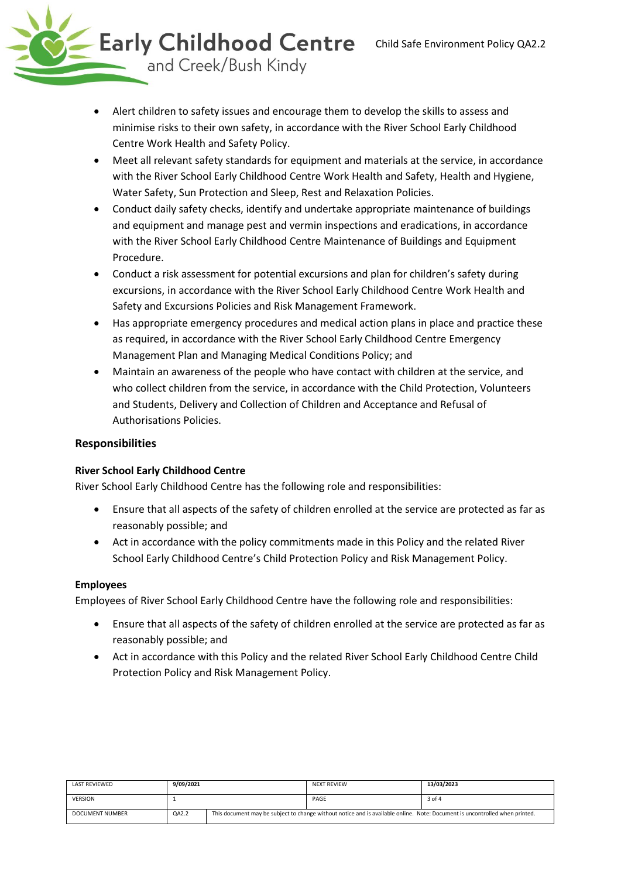- Alert children to safety issues and encourage them to develop the skills to assess and minimise risks to their own safety, in accordance with the River School Early Childhood Centre Work Health and Safety Policy.
- Meet all relevant safety standards for equipment and materials at the service, in accordance with the River School Early Childhood Centre Work Health and Safety, Health and Hygiene, Water Safety, Sun Protection and Sleep, Rest and Relaxation Policies.
- Conduct daily safety checks, identify and undertake appropriate maintenance of buildings and equipment and manage pest and vermin inspections and eradications, in accordance with the River School Early Childhood Centre Maintenance of Buildings and Equipment Procedure.
- Conduct a risk assessment for potential excursions and plan for children's safety during excursions, in accordance with the River School Early Childhood Centre Work Health and Safety and Excursions Policies and Risk Management Framework.
- Has appropriate emergency procedures and medical action plans in place and practice these as required, in accordance with the River School Early Childhood Centre Emergency Management Plan and Managing Medical Conditions Policy; and
- Maintain an awareness of the people who have contact with children at the service, and who collect children from the service, in accordance with the Child Protection, Volunteers and Students, Delivery and Collection of Children and Acceptance and Refusal of Authorisations Policies.

## Responsibilities

### River School Early Childhood Centre

River School Early Childhood Centre has the following role and responsibilities:

- Ensure that all aspects of the safety of children enrolled at the service are protected as far as reasonably possible; and
- Act in accordance with the policy commitments made in this Policy and the related River School Early Childhood Centre's Child Protection Policy and Risk Management Policy.

### Employees

Employees of River School Early Childhood Centre have the following role and responsibilities:

- Ensure that all aspects of the safety of children enrolled at the service are protected as far as reasonably possible; and
- Act in accordance with this Policy and the related River School Early Childhood Centre Child Protection Policy and Risk Management Policy.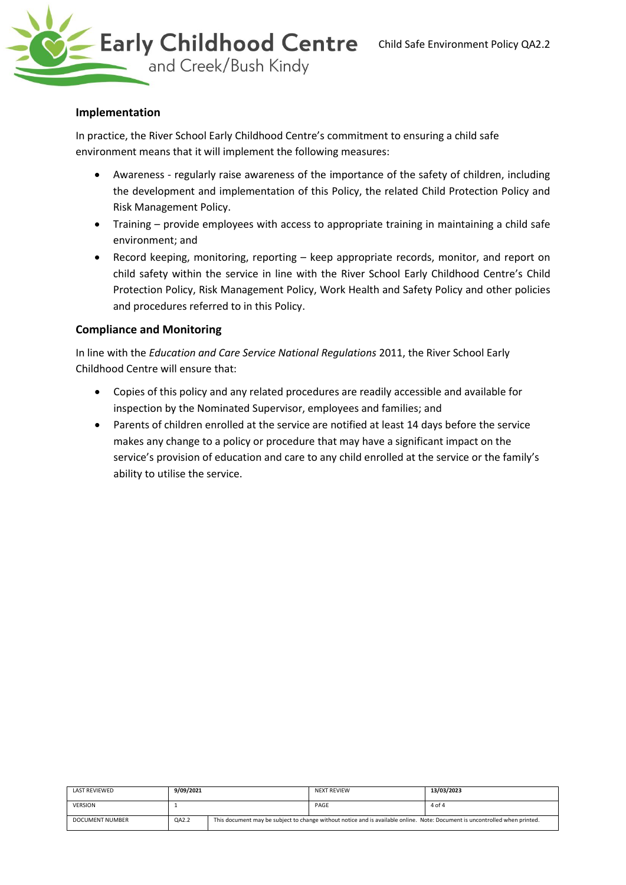## Implementation

In practice, the River School Early Childhood Centre's commitment to ensuring a child safe environment means that it will implement the following measures:

- Awareness - regularly raise awareness of the importance of the safety of children, including the development and implementation of this Policy, the related Child Protection Policy and Risk Management Policy.
- Training – provide employees with access to appropriate training in maintaining a child safe environment; and
- Record keeping, monitoring, reporting – keep appropriate records, monitor, and report on child safety within the service in line with the River School Early Childhood Centre's Child Protection Policy, Risk Management Policy, Work Health and Safety Policy and other policies and procedures referred to in this Policy.

## Compliance and Monitoring

In line with the *Education and Care Service National Regulations* 2011, the River School Early Childhood Centre will ensure that:

- Copies of this policy and any related procedures are readily accessible and available for inspection by the Nominated Supervisor, employees and families; and
- Parents of children enrolled at the service are notified at least 14 days before the service makes any change to a policy or procedure that may have a significant impact on the service's provision of education and care to any child enrolled at the service or the family's ability to utilise the service.

| | | | |
|---|---|---|---|
| LAST REVIEWED | 9/09/2021 | NEXT REVIEW | 13/03/2023 |
| VERSION | 1 | PAGE | 4 of 4 |
| DOCUMENT NUMBER | QA2.2 | This document may be subject to change without notice and is available online. Note: Document is uncontrolled when printed. | |